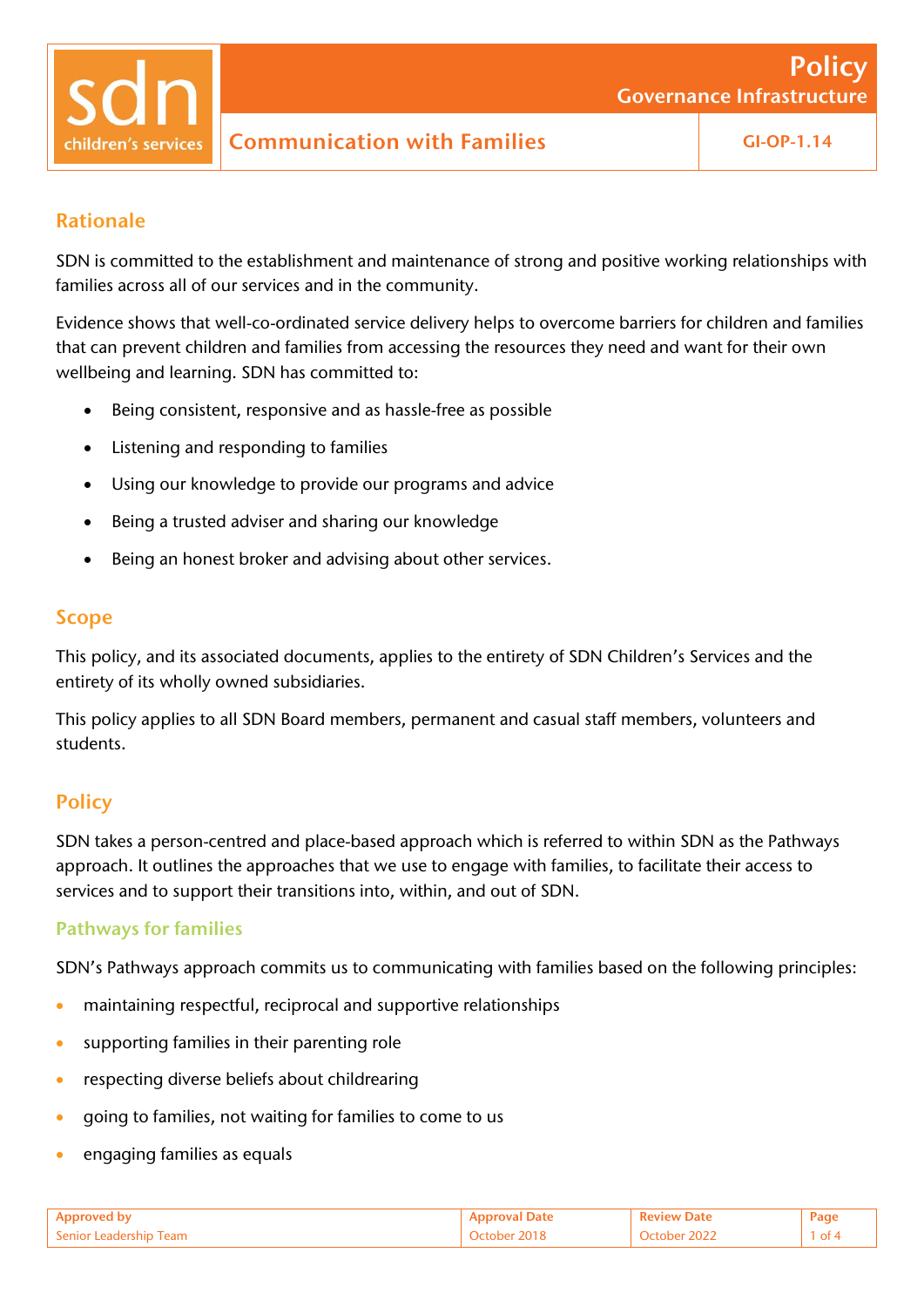# Policy
## Governance Infrastructure

**Communication with Families** | **GI-OP-1.14**

## Rationale

SDN is committed to the establishment and maintenance of strong and positive working relationships with families across all of our services and in the community.

Evidence shows that well-co-ordinated service delivery helps to overcome barriers for children and families that can prevent children and families from accessing the resources they need and want for their own wellbeing and learning. SDN has committed to:

- Being consistent, responsive and as hassle-free as possible
- Listening and responding to families
- Using our knowledge to provide our programs and advice
- Being a trusted adviser and sharing our knowledge
- Being an honest broker and advising about other services.

## Scope

This policy, and its associated documents, applies to the entirety of SDN Children's Services and the entirety of its wholly owned subsidiaries.

This policy applies to all SDN Board members, permanent and casual staff members, volunteers and students.

## Policy

SDN takes a person-centred and place-based approach which is referred to within SDN as the Pathways approach. It outlines the approaches that we use to engage with families, to facilitate their access to services and to support their transitions into, within, and out of SDN.

### Pathways for families

SDN's Pathways approach commits us to communicating with families based on the following principles:

- maintaining respectful, reciprocal and supportive relationships
- supporting families in their parenting role
- respecting diverse beliefs about childrearing
- going to families, not waiting for families to come to us
- engaging families as equals

| Approved by | Approval Date | Review Date |
|---|---|---|
| Senior Leadership Team | October 2018 | October 2022 |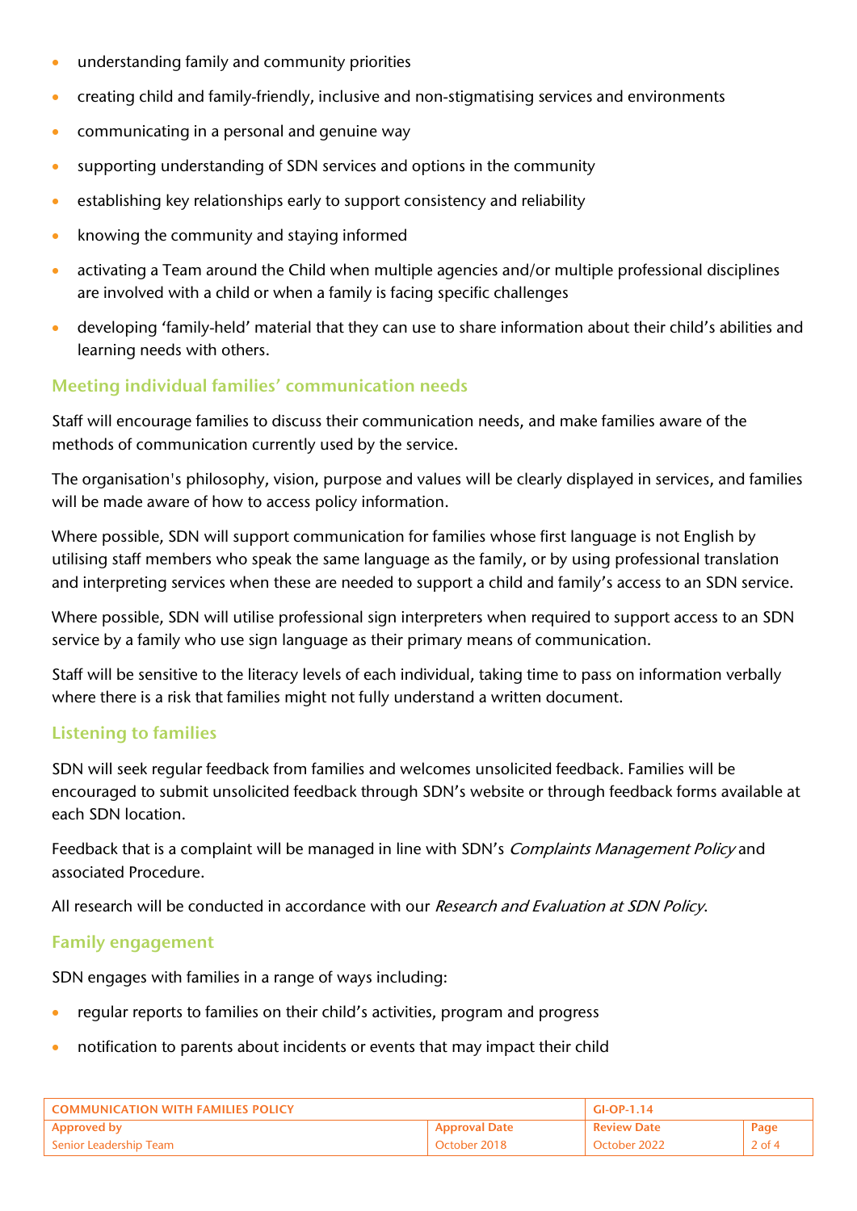- understanding family and community priorities
- creating child and family-friendly, inclusive and non-stigmatising services and environments
- communicating in a personal and genuine way
- supporting understanding of SDN services and options in the community
- establishing key relationships early to support consistency and reliability
- knowing the community and staying informed
- activating a Team around the Child when multiple agencies and/or multiple professional disciplines are involved with a child or when a family is facing specific challenges
- developing 'family-held' material that they can use to share information about their child's abilities and learning needs with others.

### Meeting individual families' communication needs

Staff will encourage families to discuss their communication needs, and make families aware of the methods of communication currently used by the service.

The organisation's philosophy, vision, purpose and values will be clearly displayed in services, and families will be made aware of how to access policy information.

Where possible, SDN will support communication for families whose first language is not English by utilising staff members who speak the same language as the family, or by using professional translation and interpreting services when these are needed to support a child and family's access to an SDN service.

Where possible, SDN will utilise professional sign interpreters when required to support access to an SDN service by a family who use sign language as their primary means of communication.

Staff will be sensitive to the literacy levels of each individual, taking time to pass on information verbally where there is a risk that families might not fully understand a written document.

### Listening to families

SDN will seek regular feedback from families and welcomes unsolicited feedback. Families will be encouraged to submit unsolicited feedback through SDN's website or through feedback forms available at each SDN location.

Feedback that is a complaint will be managed in line with SDN's *Complaints Management Policy* and associated Procedure.

All research will be conducted in accordance with our *Research and Evaluation at SDN Policy*.

### Family engagement

SDN engages with families in a range of ways including:

- regular reports to families on their child's activities, program and progress
- notification to parents about incidents or events that may impact their child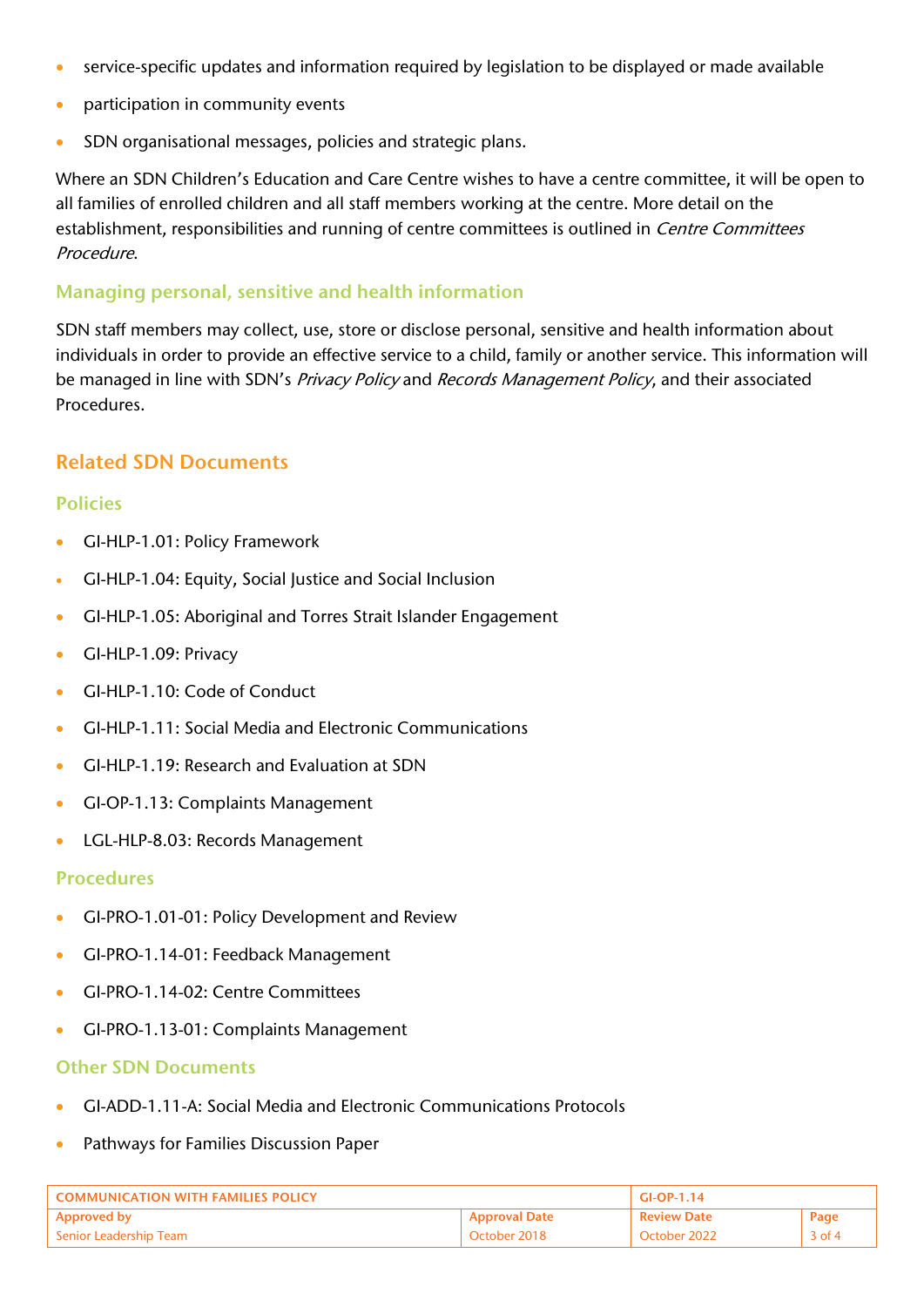- service-specific updates and information required by legislation to be displayed or made available
- participation in community events
- SDN organisational messages, policies and strategic plans.

Where an SDN Children's Education and Care Centre wishes to have a centre committee, it will be open to all families of enrolled children and all staff members working at the centre. More detail on the establishment, responsibilities and running of centre committees is outlined in *Centre Committees Procedure*.

### Managing personal, sensitive and health information

SDN staff members may collect, use, store or disclose personal, sensitive and health information about individuals in order to provide an effective service to a child, family or another service. This information will be managed in line with SDN's *Privacy Policy* and *Records Management Policy*, and their associated Procedures.

## Related SDN Documents

### Policies

- GI-HLP-1.01: Policy Framework
- GI-HLP-1.04: Equity, Social Justice and Social Inclusion
- GI-HLP-1.05: Aboriginal and Torres Strait Islander Engagement
- GI-HLP-1.09: Privacy
- GI-HLP-1.10: Code of Conduct
- GI-HLP-1.11: Social Media and Electronic Communications
- GI-HLP-1.19: Research and Evaluation at SDN
- GI-OP-1.13: Complaints Management
- LGL-HLP-8.03: Records Management

### Procedures

- GI-PRO-1.01-01: Policy Development and Review
- GI-PRO-1.14-01: Feedback Management
- GI-PRO-1.14-02: Centre Committees
- GI-PRO-1.13-01: Complaints Management

### Other SDN Documents

- GI-ADD-1.11-A: Social Media and Electronic Communications Protocols
- Pathways for Families Discussion Paper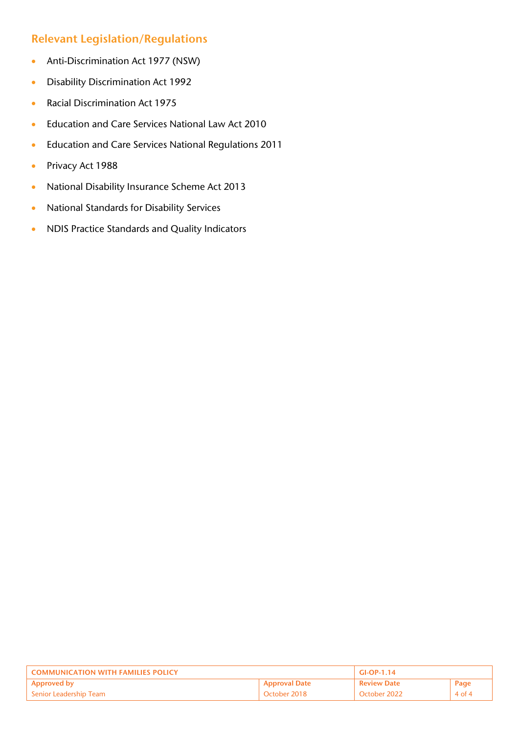## Relevant Legislation/Regulations

- Anti-Discrimination Act 1977 (NSW)
- Disability Discrimination Act 1992
- Racial Discrimination Act 1975
- Education and Care Services National Law Act 2010
- Education and Care Services National Regulations 2011
- Privacy Act 1988
- National Disability Insurance Scheme Act 2013
- National Standards for Disability Services
- NDIS Practice Standards and Quality Indicators